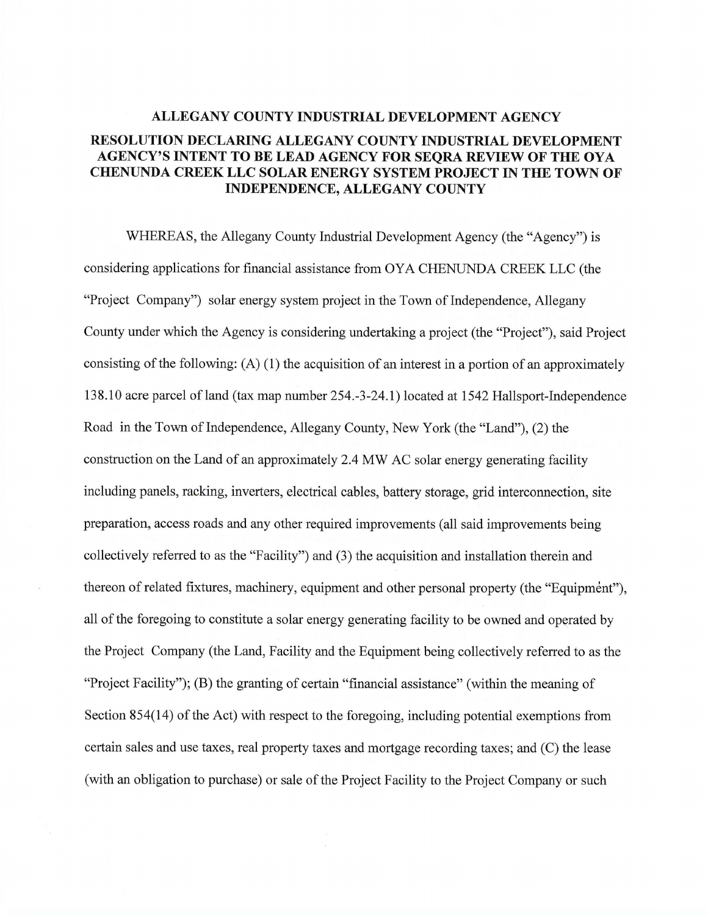# ALLEGANY COUNTY INDUSTRIAL DEVELOPMENT AGENCY

## RESOLUTION DECLARING ALLEGANY COUNTY INDUSTRIAL DEVELOPMENT AGENCY'S INTENT TO BE LEAD AGENCY FOR SEQRA REVIEW OF THE OYA CHENUNDA CREEK LLC SOLAR ENERGY SYSTEM PROJECT IN THE TOWN OF INDEPENDENCE, ALLEGANY COUNTY

WHEREAS, the Allegany County Industrial Development Agency (the "Agency") is considering applications for financial assistance from OYA CHENUNDA CREEK LLC (the "Project Company") solar energy system project in the Town of Independence, Allegany County under which the Agency is considering undertaking a project (the "Project"), said Project consisting of the following: (A) (1) the acquisition of an interest in a portion of an approximately 138.10 acre parcel of land (tax map number 254.-3-24.1) located at 1542 Hallsport-Independence Road in the Town of Independence, Allegany County, New York (the "Land"), (2) the construction on the Land of an approximately 2.4 MW AC solar energy generating facility including panels, racking, inverters, electrical cables, battery storage, grid interconnection, site preparation, access roads and any other required improvements (all said improvements being collectively referred to as the "Facility") and (3) the acquisition and installation therein and thereon of related fixtures, machinery, equipment and other personal property (the "Equipment"), all of the foregoing to constitute a solar energy generating facility to be owned and operated by the Project Company (the Land, Facility and the Equipment being collectively referred to as the "Project Facility"); (B) the granting of certain "financial assistance" (within the meaning of Section 854(14) of the Act) with respect to the foregoing, including potential exemptions from certain sales and use taxes, real property taxes and mortgage recording taxes; and (C) the lease (with an obligation to purchase) or sale of the Project Facility to the Project Company or such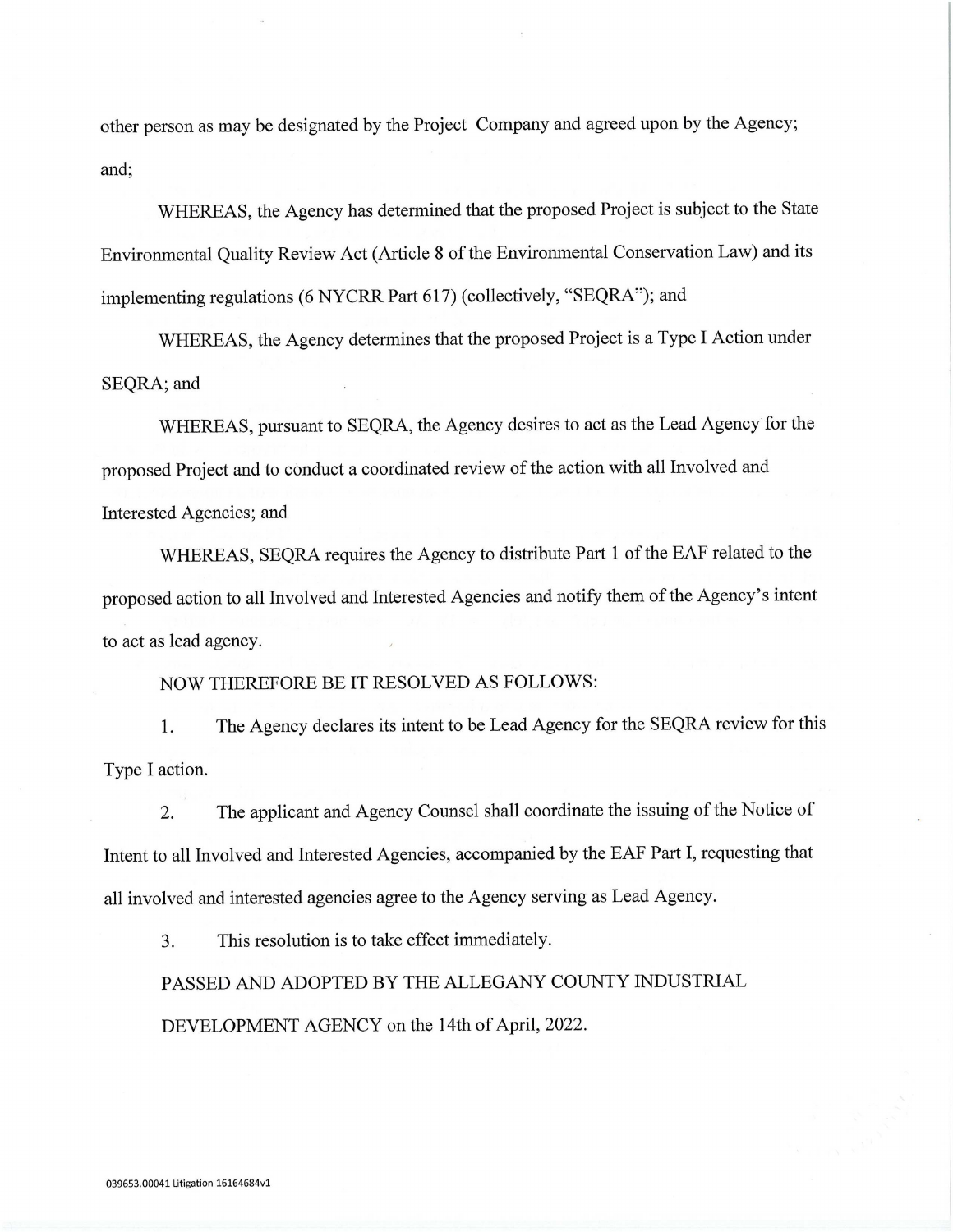other person as may be designated by the Project Company and agreed upon by the Agency; and;

WHEREAS, the Agency has determined that the proposed Project is subject to the State Environmental Quality Review Act (Article 8 of the Environmental Conservation Law) and its implementing regulations (6 NYCRR Part 617) (collectively, "SEQRA"); and

WHEREAS, the Agency determines that the proposed Project is a Type I Action under SEQRA; and

WHEREAS, pursuant to SEQRA, the Agency desires to act as the Lead Agency for the proposed Project and to conduct a coordinated review of the action with all Involved and Interested Agencies; and

WHEREAS, SEQRA requires the Agency to distribute Part 1 of the EAF related to the proposed action to all Involved and Interested Agencies and notify them of the Agency's intent to act as lead agency.

NOW THEREFORE BE IT RESOLVED AS FOLLOWS:

1. The Agency declares its intent to be Lead Agency for the SEQRA review for this Type I action.

2. The applicant and Agency Counsel shall coordinate the issuing of the Notice of Intent to all Involved and Interested Agencies, accompanied by the EAF Part I, requesting that all involved and interested agencies agree to the Agency serving as Lead Agency.

3. This resolution is to take effect immediately.

PASSED AND ADOPTED BY THE ALLEGANY COUNTY INDUSTRIAL DEVELOPMENT AGENCY on the 14th of April, 2022.

039653.00041 Litigation 16164684v1